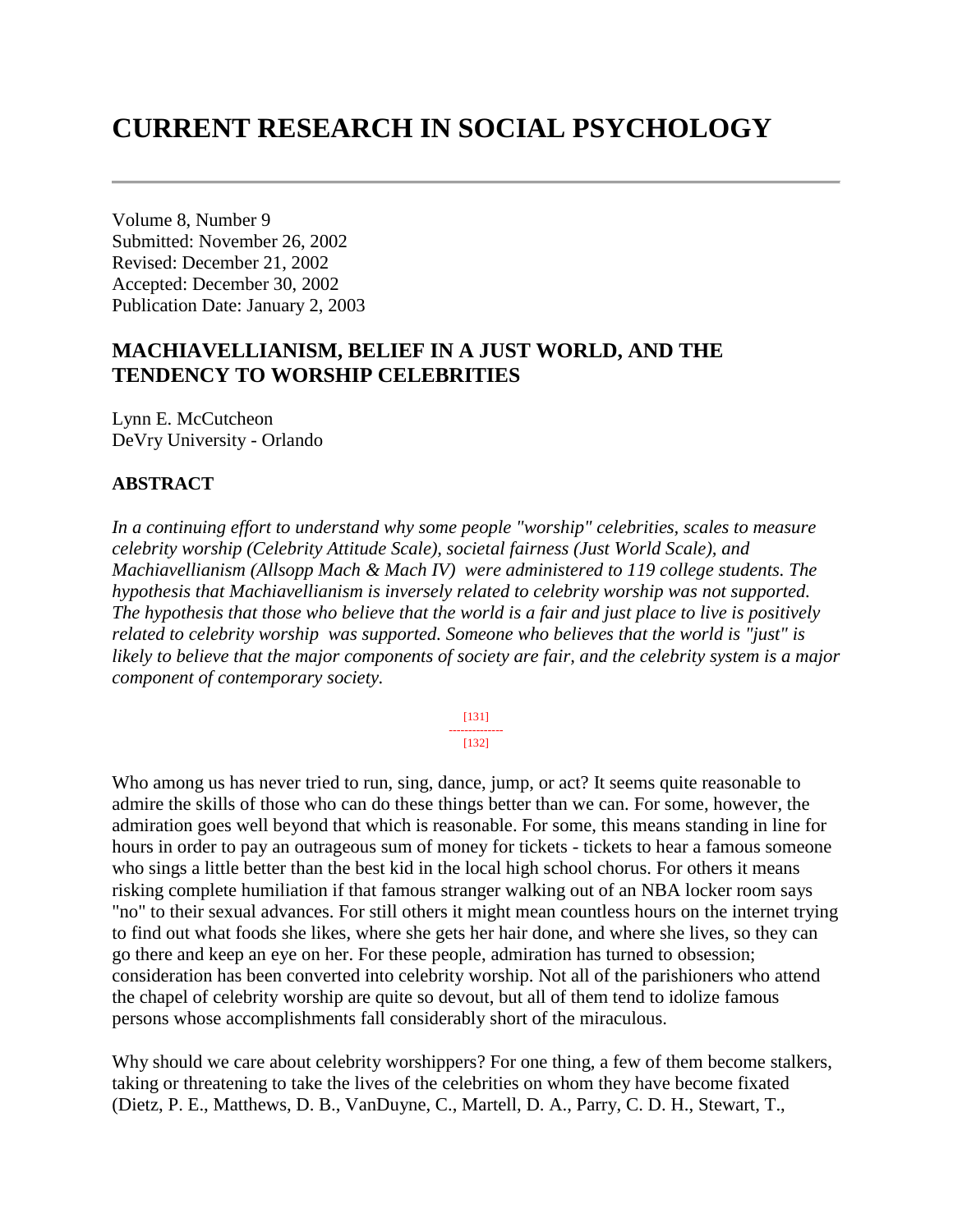# CURRENT RESEARCH IN SOCIAL PSYCHOLOGY

Volume 8, Number 9
Submitted: November 26, 2002
Revised: December 21, 2002
Accepted: December 30, 2002
Publication Date: January 2, 2003

## MACHIAVELLIANISM, BELIEF IN A JUST WORLD, AND THE TENDENCY TO WORSHIP CELEBRITIES

Lynn E. McCutcheon
DeVry University - Orlando

### ABSTRACT

*In a continuing effort to understand why some people "worship" celebrities, scales to measure celebrity worship (Celebrity Attitude Scale), societal fairness (Just World Scale), and Machiavellianism (Allsopp Mach & Mach IV) were administered to 119 college students. The hypothesis that Machiavellianism is inversely related to celebrity worship was not supported. The hypothesis that those who believe that the world is a fair and just place to live is positively related to celebrity worship was supported. Someone who believes that the world is "just" is likely to believe that the major components of society are fair, and the celebrity system is a major component of contemporary society.*

Who among us has never tried to run, sing, dance, jump, or act? It seems quite reasonable to admire the skills of those who can do these things better than we can. For some, however, the admiration goes well beyond that which is reasonable. For some, this means standing in line for hours in order to pay an outrageous sum of money for tickets - tickets to hear a famous someone who sings a little better than the best kid in the local high school chorus. For others it means risking complete humiliation if that famous stranger walking out of an NBA locker room says "no" to their sexual advances. For still others it might mean countless hours on the internet trying to find out what foods she likes, where she gets her hair done, and where she lives, so they can go there and keep an eye on her. For these people, admiration has turned to obsession; consideration has been converted into celebrity worship. Not all of the parishioners who attend the chapel of celebrity worship are quite so devout, but all of them tend to idolize famous persons whose accomplishments fall considerably short of the miraculous.

Why should we care about celebrity worshippers? For one thing, a few of them become stalkers, taking or threatening to take the lives of the celebrities on whom they have become fixated (Dietz, P. E., Matthews, D. B., VanDuyne, C., Martell, D. A., Parry, C. D. H., Stewart, T.,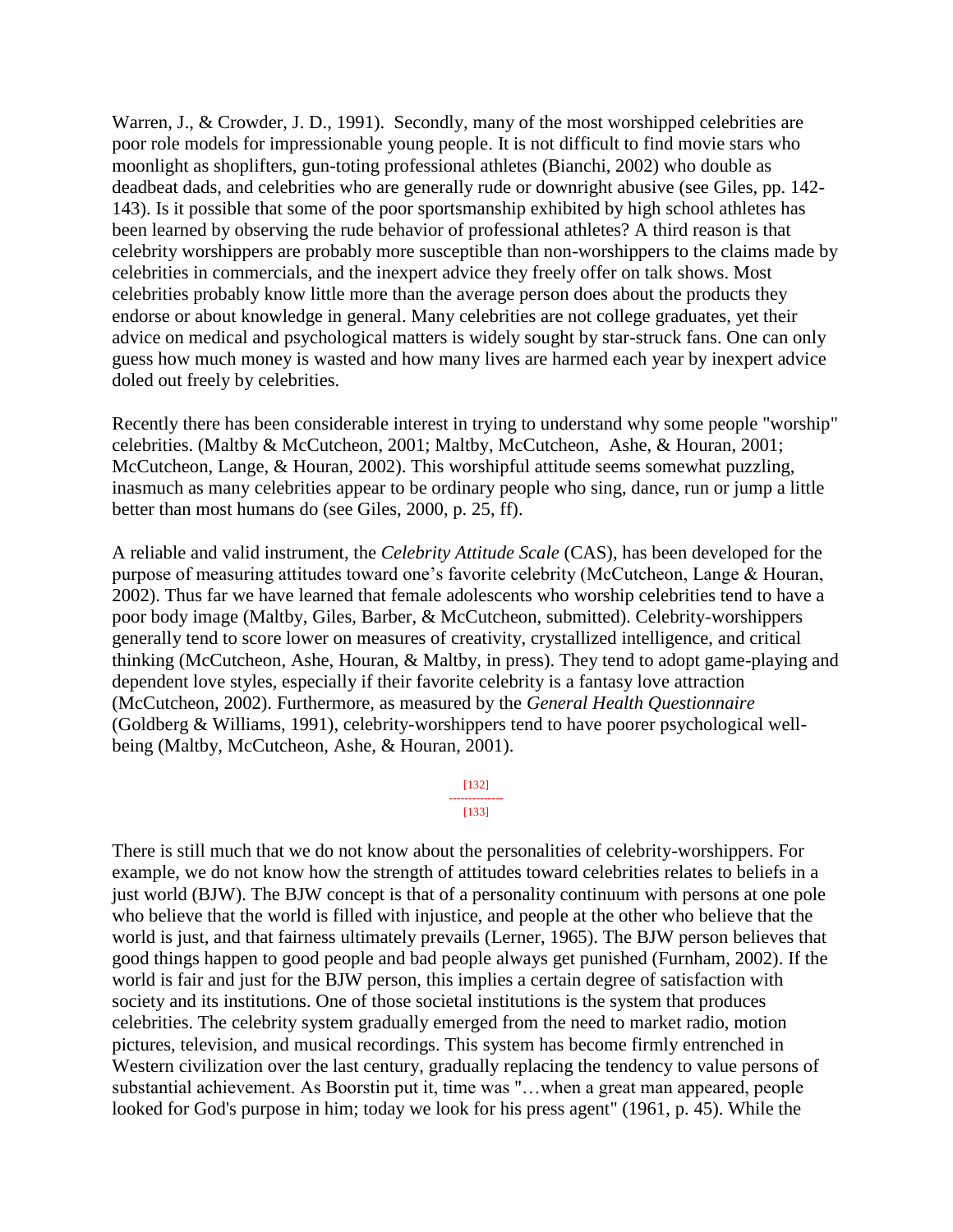Warren, J., & Crowder, J. D., 1991). Secondly, many of the most worshipped celebrities are poor role models for impressionable young people. It is not difficult to find movie stars who moonlight as shoplifters, gun-toting professional athletes (Bianchi, 2002) who double as deadbeat dads, and celebrities who are generally rude or downright abusive (see Giles, pp. 142-143). Is it possible that some of the poor sportsmanship exhibited by high school athletes has been learned by observing the rude behavior of professional athletes? A third reason is that celebrity worshippers are probably more susceptible than non-worshippers to the claims made by celebrities in commercials, and the inexpert advice they freely offer on talk shows. Most celebrities probably know little more than the average person does about the products they endorse or about knowledge in general. Many celebrities are not college graduates, yet their advice on medical and psychological matters is widely sought by star-struck fans. One can only guess how much money is wasted and how many lives are harmed each year by inexpert advice doled out freely by celebrities.

Recently there has been considerable interest in trying to understand why some people "worship" celebrities. (Maltby & McCutcheon, 2001; Maltby, McCutcheon, Ashe, & Houran, 2001; McCutcheon, Lange, & Houran, 2002). This worshipful attitude seems somewhat puzzling, inasmuch as many celebrities appear to be ordinary people who sing, dance, run or jump a little better than most humans do (see Giles, 2000, p. 25, ff).

A reliable and valid instrument, the *Celebrity Attitude Scale* (CAS), has been developed for the purpose of measuring attitudes toward one's favorite celebrity (McCutcheon, Lange & Houran, 2002). Thus far we have learned that female adolescents who worship celebrities tend to have a poor body image (Maltby, Giles, Barber, & McCutcheon, submitted). Celebrity-worshippers generally tend to score lower on measures of creativity, crystallized intelligence, and critical thinking (McCutcheon, Ashe, Houran, & Maltby, in press). They tend to adopt game-playing and dependent love styles, especially if their favorite celebrity is a fantasy love attraction (McCutcheon, 2002). Furthermore, as measured by the *General Health Questionnaire* (Goldberg & Williams, 1991), celebrity-worshippers tend to have poorer psychological well-being (Maltby, McCutcheon, Ashe, & Houran, 2001).

There is still much that we do not know about the personalities of celebrity-worshippers. For example, we do not know how the strength of attitudes toward celebrities relates to beliefs in a just world (BJW). The BJW concept is that of a personality continuum with persons at one pole who believe that the world is filled with injustice, and people at the other who believe that the world is just, and that fairness ultimately prevails (Lerner, 1965). The BJW person believes that good things happen to good people and bad people always get punished (Furnham, 2002). If the world is fair and just for the BJW person, this implies a certain degree of satisfaction with society and its institutions. One of those societal institutions is the system that produces celebrities. The celebrity system gradually emerged from the need to market radio, motion pictures, television, and musical recordings. This system has become firmly entrenched in Western civilization over the last century, gradually replacing the tendency to value persons of substantial achievement. As Boorstin put it, time was "…when a great man appeared, people looked for God's purpose in him; today we look for his press agent" (1961, p. 45). While the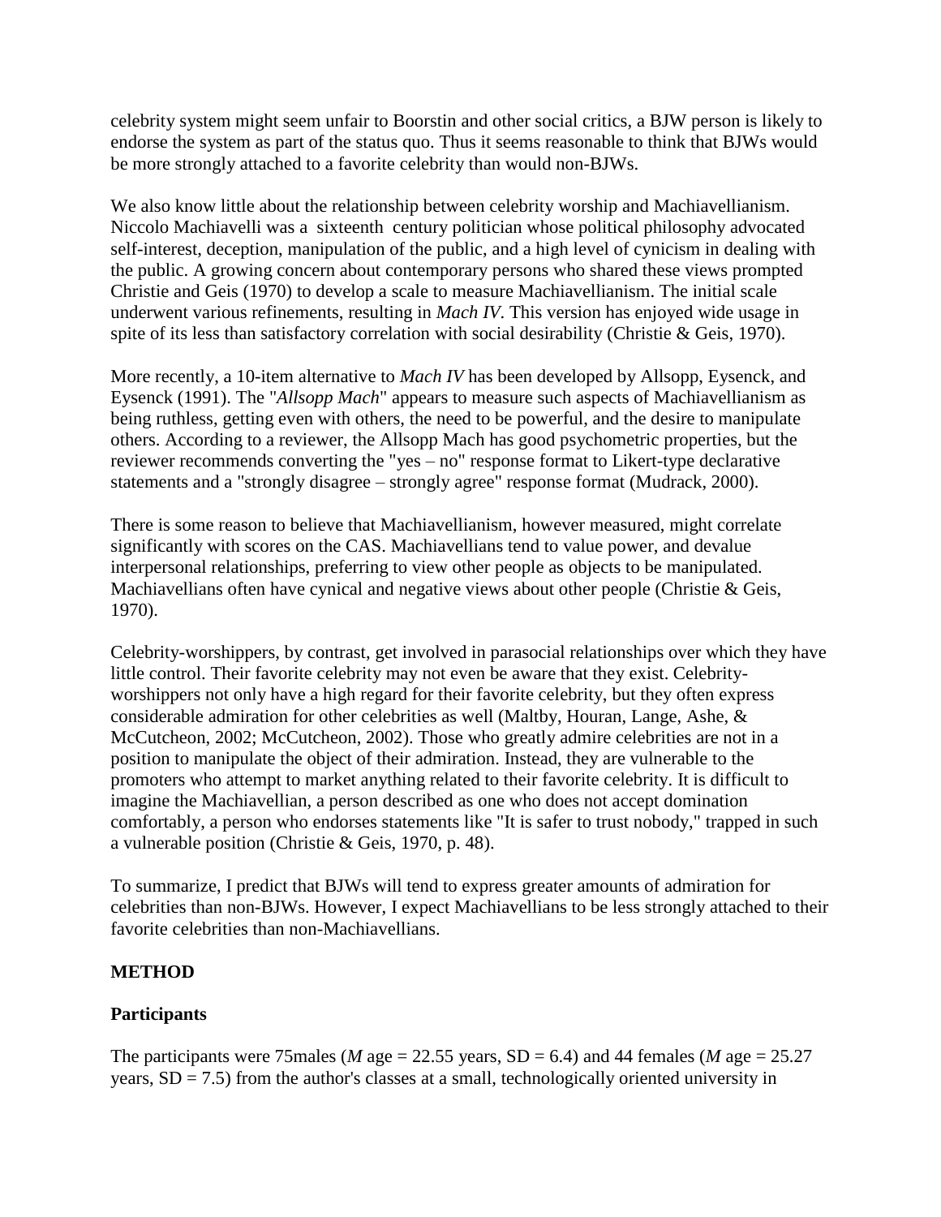celebrity system might seem unfair to Boorstin and other social critics, a BJW person is likely to endorse the system as part of the status quo. Thus it seems reasonable to think that BJWs would be more strongly attached to a favorite celebrity than would non-BJWs.

We also know little about the relationship between celebrity worship and Machiavellianism. Niccolo Machiavelli was a sixteenth century politician whose political philosophy advocated self-interest, deception, manipulation of the public, and a high level of cynicism in dealing with the public. A growing concern about contemporary persons who shared these views prompted Christie and Geis (1970) to develop a scale to measure Machiavellianism. The initial scale underwent various refinements, resulting in *Mach IV*. This version has enjoyed wide usage in spite of its less than satisfactory correlation with social desirability (Christie & Geis, 1970).

More recently, a 10-item alternative to *Mach IV* has been developed by Allsopp, Eysenck, and Eysenck (1991). The "*Allsopp Mach*" appears to measure such aspects of Machiavellianism as being ruthless, getting even with others, the need to be powerful, and the desire to manipulate others. According to a reviewer, the Allsopp Mach has good psychometric properties, but the reviewer recommends converting the "yes – no" response format to Likert-type declarative statements and a "strongly disagree – strongly agree" response format (Mudrack, 2000).

There is some reason to believe that Machiavellianism, however measured, might correlate significantly with scores on the CAS. Machiavellians tend to value power, and devalue interpersonal relationships, preferring to view other people as objects to be manipulated. Machiavellians often have cynical and negative views about other people (Christie & Geis, 1970).

Celebrity-worshippers, by contrast, get involved in parasocial relationships over which they have little control. Their favorite celebrity may not even be aware that they exist. Celebrity-worshippers not only have a high regard for their favorite celebrity, but they often express considerable admiration for other celebrities as well (Maltby, Houran, Lange, Ashe, & McCutcheon, 2002; McCutcheon, 2002). Those who greatly admire celebrities are not in a position to manipulate the object of their admiration. Instead, they are vulnerable to the promoters who attempt to market anything related to their favorite celebrity. It is difficult to imagine the Machiavellian, a person described as one who does not accept domination comfortably, a person who endorses statements like "It is safer to trust nobody," trapped in such a vulnerable position (Christie & Geis, 1970, p. 48).

To summarize, I predict that BJWs will tend to express greater amounts of admiration for celebrities than non-BJWs. However, I expect Machiavellians to be less strongly attached to their favorite celebrities than non-Machiavellians.

## METHOD

### Participants

The participants were 75males (*M* age = 22.55 years, SD = 6.4) and 44 females (*M* age = 25.27 years, SD = 7.5) from the author's classes at a small, technologically oriented university in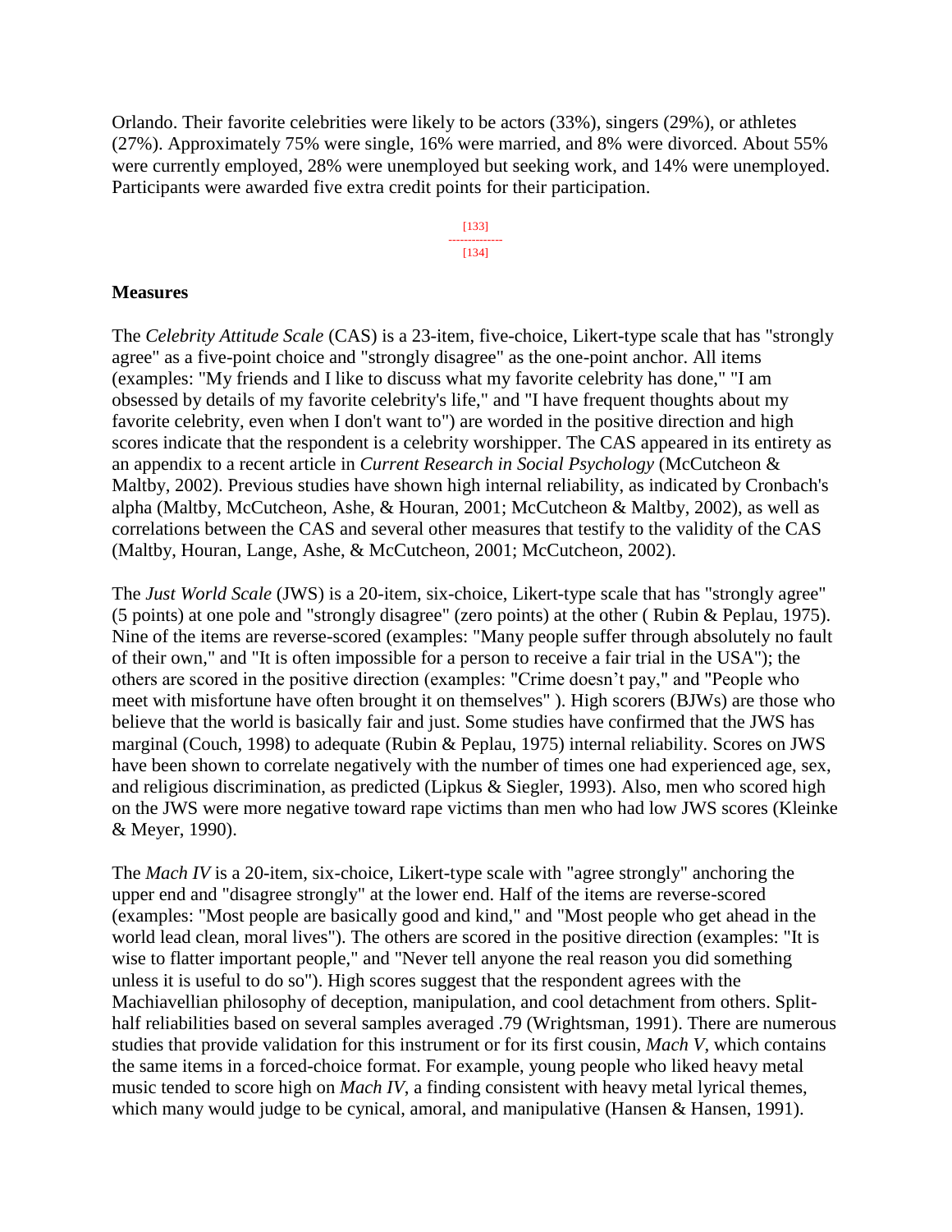Orlando. Their favorite celebrities were likely to be actors (33%), singers (29%), or athletes (27%). Approximately 75% were single, 16% were married, and 8% were divorced. About 55% were currently employed, 28% were unemployed but seeking work, and 14% were unemployed. Participants were awarded five extra credit points for their participation.

## Measures

The *Celebrity Attitude Scale* (CAS) is a 23-item, five-choice, Likert-type scale that has "strongly agree" as a five-point choice and "strongly disagree" as the one-point anchor. All items (examples: "My friends and I like to discuss what my favorite celebrity has done," "I am obsessed by details of my favorite celebrity's life," and "I have frequent thoughts about my favorite celebrity, even when I don't want to") are worded in the positive direction and high scores indicate that the respondent is a celebrity worshipper. The CAS appeared in its entirety as an appendix to a recent article in *Current Research in Social Psychology* (McCutcheon & Maltby, 2002). Previous studies have shown high internal reliability, as indicated by Cronbach's alpha (Maltby, McCutcheon, Ashe, & Houran, 2001; McCutcheon & Maltby, 2002), as well as correlations between the CAS and several other measures that testify to the validity of the CAS (Maltby, Houran, Lange, Ashe, & McCutcheon, 2001; McCutcheon, 2002).

The *Just World Scale* (JWS) is a 20-item, six-choice, Likert-type scale that has "strongly agree" (5 points) at one pole and "strongly disagree" (zero points) at the other ( Rubin & Peplau, 1975). Nine of the items are reverse-scored (examples: "Many people suffer through absolutely no fault of their own," and "It is often impossible for a person to receive a fair trial in the USA"); the others are scored in the positive direction (examples: "Crime doesn't pay," and "People who meet with misfortune have often brought it on themselves" ). High scorers (BJWs) are those who believe that the world is basically fair and just. Some studies have confirmed that the JWS has marginal (Couch, 1998) to adequate (Rubin & Peplau, 1975) internal reliability. Scores on JWS have been shown to correlate negatively with the number of times one had experienced age, sex, and religious discrimination, as predicted (Lipkus & Siegler, 1993). Also, men who scored high on the JWS were more negative toward rape victims than men who had low JWS scores (Kleinke & Meyer, 1990).

The *Mach IV* is a 20-item, six-choice, Likert-type scale with "agree strongly" anchoring the upper end and "disagree strongly" at the lower end. Half of the items are reverse-scored (examples: "Most people are basically good and kind," and "Most people who get ahead in the world lead clean, moral lives"). The others are scored in the positive direction (examples: "It is wise to flatter important people," and "Never tell anyone the real reason you did something unless it is useful to do so"). High scores suggest that the respondent agrees with the Machiavellian philosophy of deception, manipulation, and cool detachment from others. Split-half reliabilities based on several samples averaged .79 (Wrightsman, 1991). There are numerous studies that provide validation for this instrument or for its first cousin, *Mach V*, which contains the same items in a forced-choice format. For example, young people who liked heavy metal music tended to score high on *Mach IV*, a finding consistent with heavy metal lyrical themes, which many would judge to be cynical, amoral, and manipulative (Hansen & Hansen, 1991).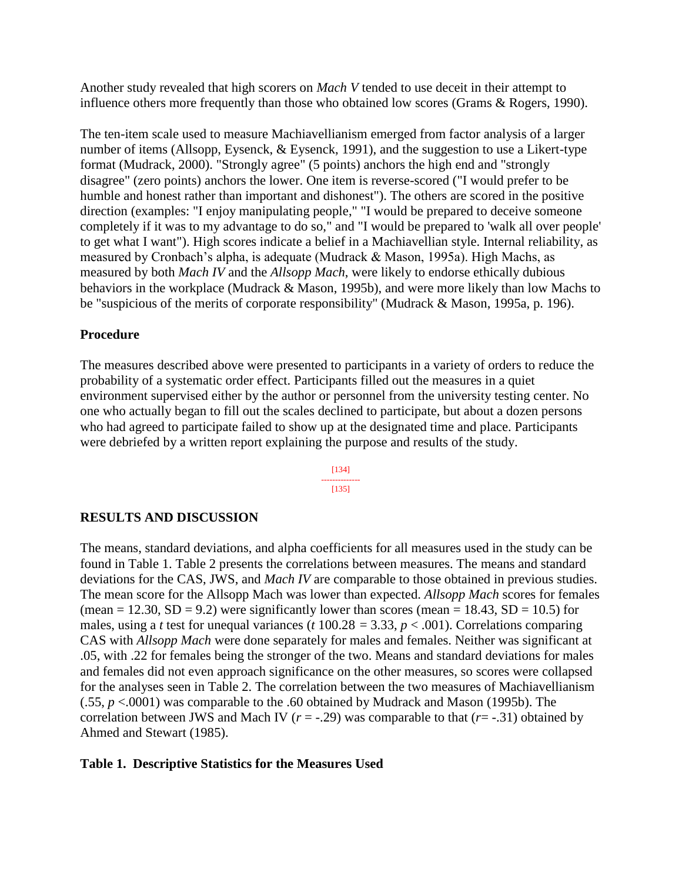Another study revealed that high scorers on *Mach V* tended to use deceit in their attempt to influence others more frequently than those who obtained low scores (Grams & Rogers, 1990).

The ten-item scale used to measure Machiavellianism emerged from factor analysis of a larger number of items (Allsopp, Eysenck, & Eysenck, 1991), and the suggestion to use a Likert-type format (Mudrack, 2000). "Strongly agree" (5 points) anchors the high end and "strongly disagree" (zero points) anchors the lower. One item is reverse-scored ("I would prefer to be humble and honest rather than important and dishonest"). The others are scored in the positive direction (examples: "I enjoy manipulating people," "I would be prepared to deceive someone completely if it was to my advantage to do so," and "I would be prepared to 'walk all over people' to get what I want"). High scores indicate a belief in a Machiavellian style. Internal reliability, as measured by Cronbach's alpha, is adequate (Mudrack & Mason, 1995a). High Machs, as measured by both *Mach IV* and the *Allsopp Mach*, were likely to endorse ethically dubious behaviors in the workplace (Mudrack & Mason, 1995b), and were more likely than low Machs to be "suspicious of the merits of corporate responsibility" (Mudrack & Mason, 1995a, p. 196).

### Procedure

The measures described above were presented to participants in a variety of orders to reduce the probability of a systematic order effect. Participants filled out the measures in a quiet environment supervised either by the author or personnel from the university testing center. No one who actually began to fill out the scales declined to participate, but about a dozen persons who had agreed to participate failed to show up at the designated time and place. Participants were debriefed by a written report explaining the purpose and results of the study.

## RESULTS AND DISCUSSION

The means, standard deviations, and alpha coefficients for all measures used in the study can be found in Table 1. Table 2 presents the correlations between measures. The means and standard deviations for the CAS, JWS, and *Mach IV* are comparable to those obtained in previous studies. The mean score for the Allsopp Mach was lower than expected. *Allsopp Mach* scores for females (mean = 12.30, SD = 9.2) were significantly lower than scores (mean = 18.43, SD = 10.5) for males, using a *t* test for unequal variances ($t_{100.28} = 3.33$, $p < .001$). Correlations comparing CAS with *Allsopp Mach* were done separately for males and females. Neither was significant at .05, with .22 for females being the stronger of the two. Means and standard deviations for males and females did not even approach significance on the other measures, so scores were collapsed for the analyses seen in Table 2. The correlation between the two measures of Machiavellianism (.55, $p < .0001$) was comparable to the .60 obtained by Mudrack and Mason (1995b). The correlation between JWS and Mach IV ($r = -.29$) was comparable to that ($r = -.31$) obtained by Ahmed and Stewart (1985).

### Table 1. Descriptive Statistics for the Measures Used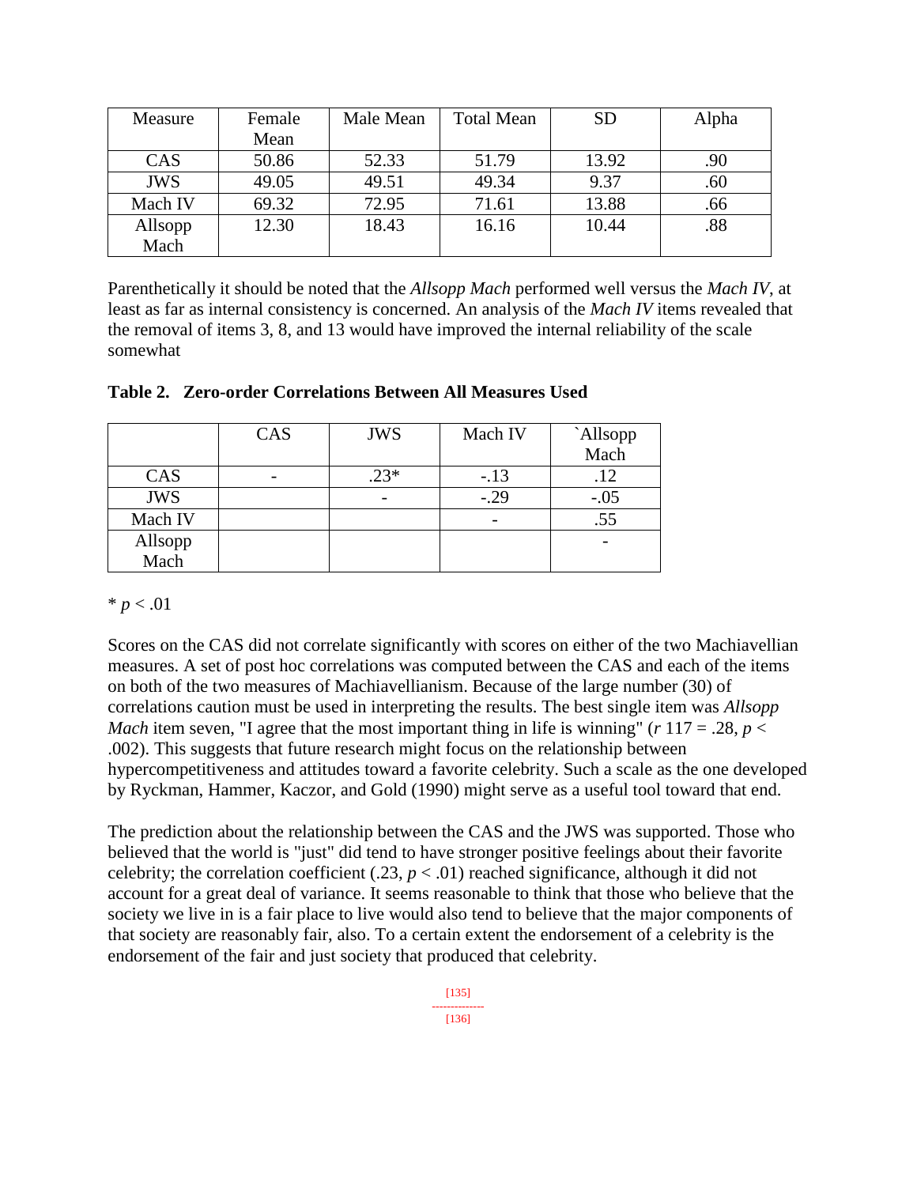| Measure | Female Mean | Male Mean | Total Mean | SD | Alpha |
|---|---|---|---|---|---|
| CAS | 50.86 | 52.33 | 51.79 | 13.92 | .90 |
| JWS | 49.05 | 49.51 | 49.34 | 9.37 | .60 |
| Mach IV | 69.32 | 72.95 | 71.61 | 13.88 | .66 |
| Allsopp Mach | 12.30 | 18.43 | 16.16 | 10.44 | .88 |

Parenthetically it should be noted that the *Allsopp Mach* performed well versus the *Mach IV*, at least as far as internal consistency is concerned. An analysis of the *Mach IV* items revealed that the removal of items 3, 8, and 13 would have improved the internal reliability of the scale somewhat

**Table 2. Zero-order Correlations Between All Measures Used**

| | CAS | JWS | Mach IV | `Allsopp Mach |
|---|---|---|---|---|
| CAS | - | .23* | -.13 | .12 |
| JWS | | - | -.29 | -.05 |
| Mach IV | | | - | .55 |
| Allsopp Mach | | | | - |

* $p < .01$

Scores on the CAS did not correlate significantly with scores on either of the two Machiavellian measures. A set of post hoc correlations was computed between the CAS and each of the items on both of the two measures of Machiavellianism. Because of the large number (30) of correlations caution must be used in interpreting the results. The best single item was *Allsopp Mach* item seven, "I agree that the most important thing in life is winning" ($r$ 117 = .28, $p < .002$). This suggests that future research might focus on the relationship between hypercompetitiveness and attitudes toward a favorite celebrity. Such a scale as the one developed by Ryckman, Hammer, Kaczor, and Gold (1990) might serve as a useful tool toward that end.

The prediction about the relationship between the CAS and the JWS was supported. Those who believed that the world is "just" did tend to have stronger positive feelings about their favorite celebrity; the correlation coefficient (.23, $p < .01$) reached significance, although it did not account for a great deal of variance. It seems reasonable to think that those who believe that the society we live in is a fair place to live would also tend to believe that the major components of that society are reasonably fair, also. To a certain extent the endorsement of a celebrity is the endorsement of the fair and just society that produced that celebrity.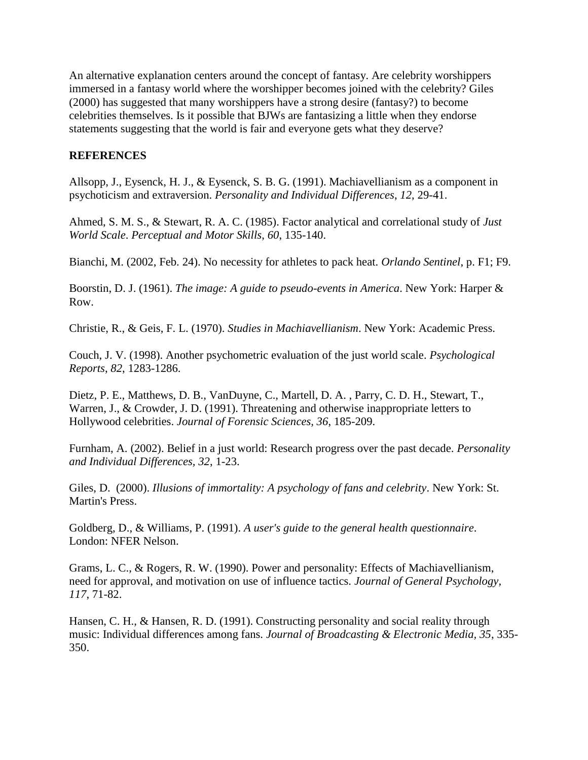An alternative explanation centers around the concept of fantasy. Are celebrity worshippers immersed in a fantasy world where the worshipper becomes joined with the celebrity? Giles (2000) has suggested that many worshippers have a strong desire (fantasy?) to become celebrities themselves. Is it possible that BJWs are fantasizing a little when they endorse statements suggesting that the world is fair and everyone gets what they deserve?

**REFERENCES**

Allsopp, J., Eysenck, H. J., & Eysenck, S. B. G. (1991). Machiavellianism as a component in psychoticism and extraversion. *Personality and Individual Differences*, *12*, 29-41.

Ahmed, S. M. S., & Stewart, R. A. C. (1985). Factor analytical and correlational study of *Just World Scale*. *Perceptual and Motor Skills*, *60*, 135-140.

Bianchi, M. (2002, Feb. 24). No necessity for athletes to pack heat. *Orlando Sentinel*, p. F1; F9.

Boorstin, D. J. (1961). *The image: A guide to pseudo-events in America*. New York: Harper & Row.

Christie, R., & Geis, F. L. (1970). *Studies in Machiavellianism*. New York: Academic Press.

Couch, J. V. (1998). Another psychometric evaluation of the just world scale. *Psychological Reports*, *82*, 1283-1286.

Dietz, P. E., Matthews, D. B., VanDuyne, C., Martell, D. A. , Parry, C. D. H., Stewart, T., Warren, J., & Crowder, J. D. (1991). Threatening and otherwise inappropriate letters to Hollywood celebrities. *Journal of Forensic Sciences*, *36*, 185-209.

Furnham, A. (2002). Belief in a just world: Research progress over the past decade. *Personality and Individual Differences*, *32*, 1-23.

Giles, D. (2000). *Illusions of immortality: A psychology of fans and celebrity*. New York: St. Martin's Press.

Goldberg, D., & Williams, P. (1991). *A user's guide to the general health questionnaire*. London: NFER Nelson.

Grams, L. C., & Rogers, R. W. (1990). Power and personality: Effects of Machiavellianism, need for approval, and motivation on use of influence tactics. *Journal of General Psychology, 117*, 71-82.

Hansen, C. H., & Hansen, R. D. (1991). Constructing personality and social reality through music: Individual differences among fans. *Journal of Broadcasting & Electronic Media, 35*, 335-350.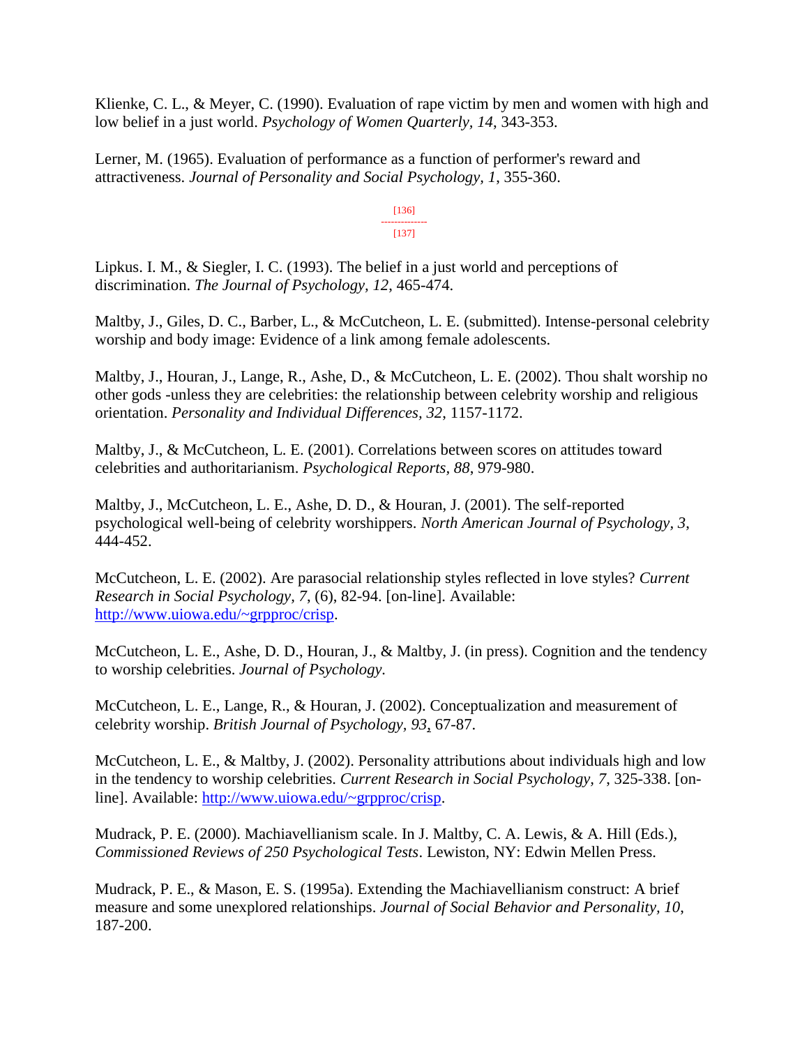Klienke, C. L., & Meyer, C. (1990). Evaluation of rape victim by men and women with high and low belief in a just world. *Psychology of Women Quarterly, 14,* 343-353.

Lerner, M. (1965). Evaluation of performance as a function of performer's reward and attractiveness. *Journal of Personality and Social Psychology, 1*, 355-360.

Lipkus. I. M., & Siegler, I. C. (1993). The belief in a just world and perceptions of discrimination. *The Journal of Psychology, 12,* 465-474.

Maltby, J., Giles, D. C., Barber, L., & McCutcheon, L. E. (submitted). Intense-personal celebrity worship and body image: Evidence of a link among female adolescents.

Maltby, J., Houran, J., Lange, R., Ashe, D., & McCutcheon, L. E. (2002). Thou shalt worship no other gods -unless they are celebrities: the relationship between celebrity worship and religious orientation. *Personality and Individual Differences, 32*, 1157-1172.

Maltby, J., & McCutcheon, L. E. (2001). Correlations between scores on attitudes toward celebrities and authoritarianism. *Psychological Reports, 88*, 979-980.

Maltby, J., McCutcheon, L. E., Ashe, D. D., & Houran, J. (2001). The self-reported psychological well-being of celebrity worshippers. *North American Journal of Psychology, 3*, 444-452.

McCutcheon, L. E. (2002). Are parasocial relationship styles reflected in love styles? *Current Research in Social Psychology, 7*, (6), 82-94. [on-line]. Available: http://www.uiowa.edu/~grpproc/crisp.

McCutcheon, L. E., Ashe, D. D., Houran, J., & Maltby, J. (in press). Cognition and the tendency to worship celebrities. *Journal of Psychology.*

McCutcheon, L. E., Lange, R., & Houran, J. (2002). Conceptualization and measurement of celebrity worship. *British Journal of Psychology, 93*, 67-87.

McCutcheon, L. E., & Maltby, J. (2002). Personality attributions about individuals high and low in the tendency to worship celebrities. *Current Research in Social Psychology, 7*, 325-338. [on-line]. Available: http://www.uiowa.edu/~grpproc/crisp.

Mudrack, P. E. (2000). Machiavellianism scale. In J. Maltby, C. A. Lewis, & A. Hill (Eds.), *Commissioned Reviews of 250 Psychological Tests*. Lewiston, NY: Edwin Mellen Press.

Mudrack, P. E., & Mason, E. S. (1995a). Extending the Machiavellianism construct: A brief measure and some unexplored relationships. *Journal of Social Behavior and Personality, 10,* 187-200.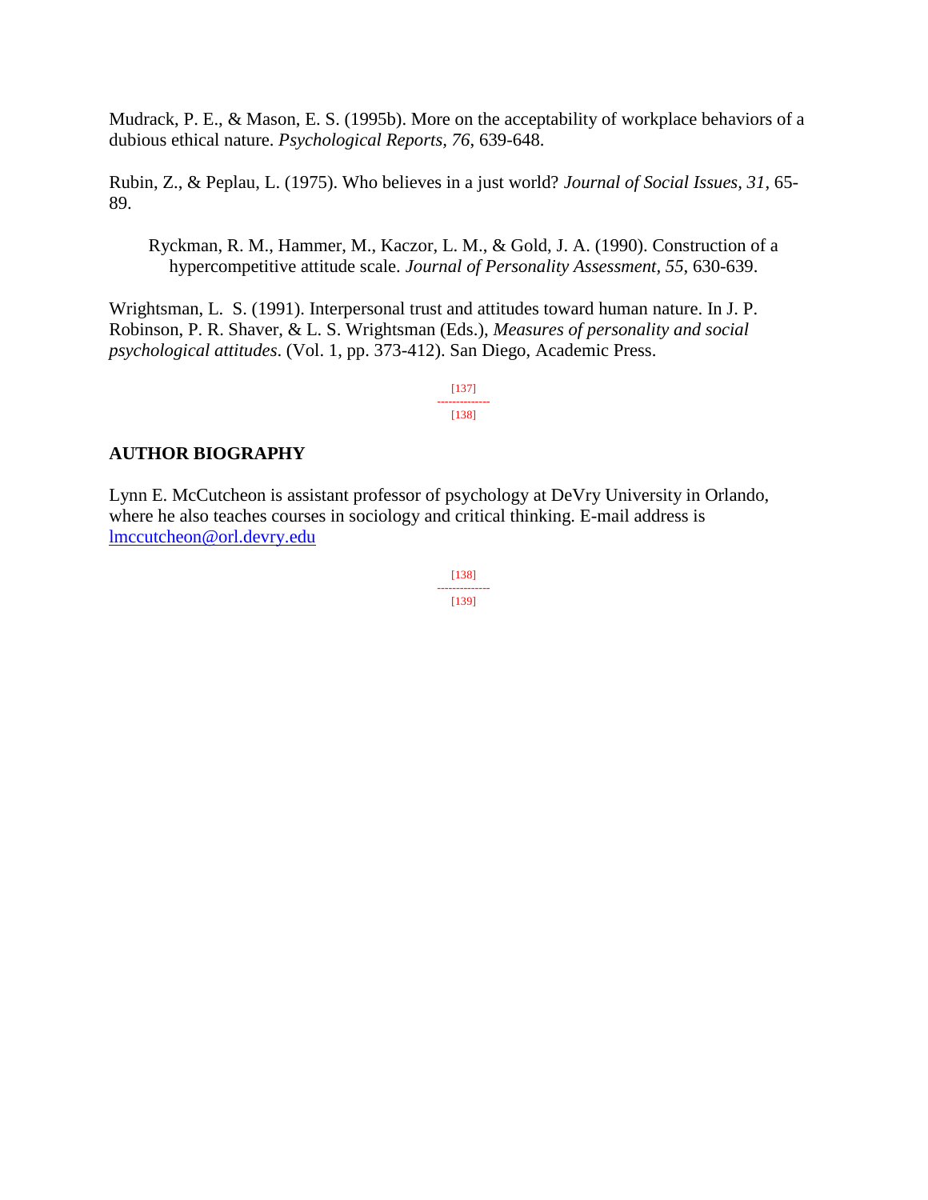Mudrack, P. E., & Mason, E. S. (1995b). More on the acceptability of workplace behaviors of a dubious ethical nature. *Psychological Reports, 76*, 639-648.

Rubin, Z., & Peplau, L. (1975). Who believes in a just world? *Journal of Social Issues*, *31*, 65-89.

Ryckman, R. M., Hammer, M., Kaczor, L. M., & Gold, J. A. (1990). Construction of a hypercompetitive attitude scale. *Journal of Personality Assessment, 55*, 630-639.

Wrightsman, L. S. (1991). Interpersonal trust and attitudes toward human nature. In J. P. Robinson, P. R. Shaver, & L. S. Wrightsman (Eds.), *Measures of personality and social psychological attitudes*. (Vol. 1, pp. 373-412). San Diego, Academic Press.

## AUTHOR BIOGRAPHY

Lynn E. McCutcheon is assistant professor of psychology at DeVry University in Orlando, where he also teaches courses in sociology and critical thinking. E-mail address is lmccutcheon@orl.devry.edu